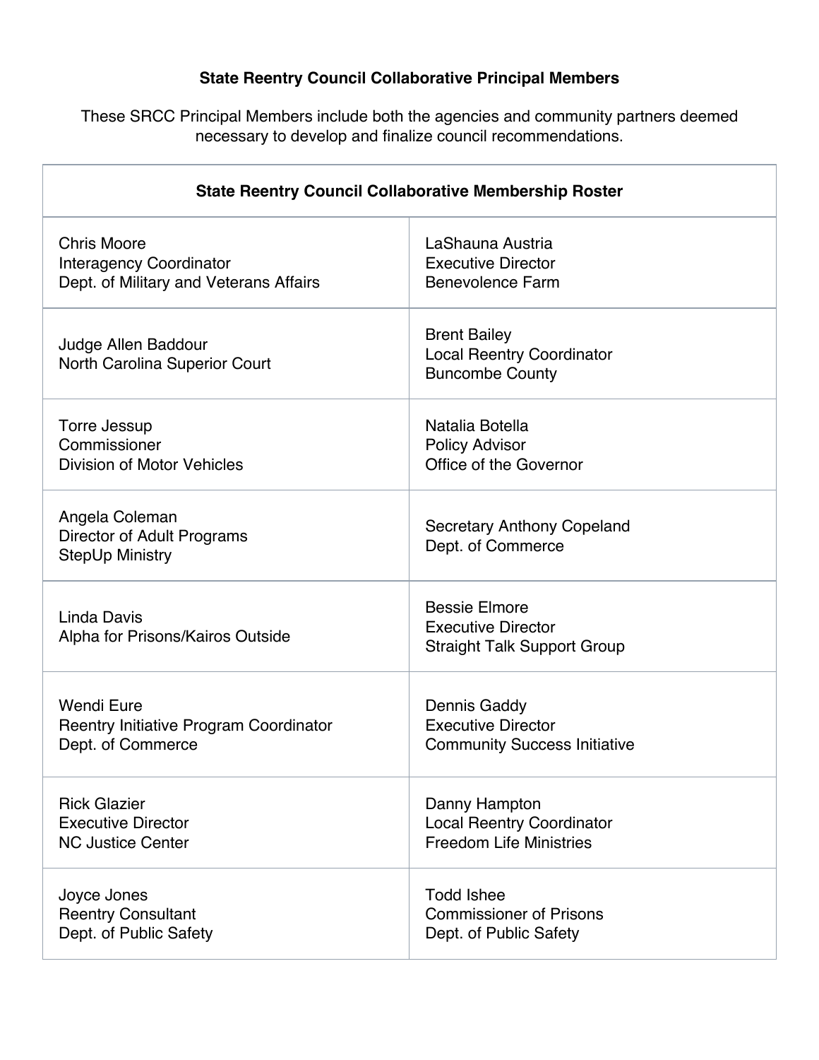**State Reentry Council Collaborative Principal Members**

These SRCC Principal Members include both the agencies and community partners deemed necessary to develop and finalize council recommendations.

| State Reentry Council Collaborative Membership Roster | |
|---|---|
| Chris Moore<br>Interagency Coordinator<br>Dept. of Military and Veterans Affairs | LaShauna Austria<br>Executive Director<br>Benevolence Farm |
| Judge Allen Baddour<br>North Carolina Superior Court | Brent Bailey<br>Local Reentry Coordinator<br>Buncombe County |
| Torre Jessup<br>Commissioner<br>Division of Motor Vehicles | Natalia Botella<br>Policy Advisor<br>Office of the Governor |
| Angela Coleman<br>Director of Adult Programs<br>StepUp Ministry | Secretary Anthony Copeland<br>Dept. of Commerce |
| Linda Davis<br>Alpha for Prisons/Kairos Outside | Bessie Elmore<br>Executive Director<br>Straight Talk Support Group |
| Wendi Eure<br>Reentry Initiative Program Coordinator<br>Dept. of Commerce | Dennis Gaddy<br>Executive Director<br>Community Success Initiative |
| Rick Glazier<br>Executive Director<br>NC Justice Center | Danny Hampton<br>Local Reentry Coordinator<br>Freedom Life Ministries |
| Joyce Jones<br>Reentry Consultant<br>Dept. of Public Safety | Todd Ishee<br>Commissioner of Prisons<br>Dept. of Public Safety |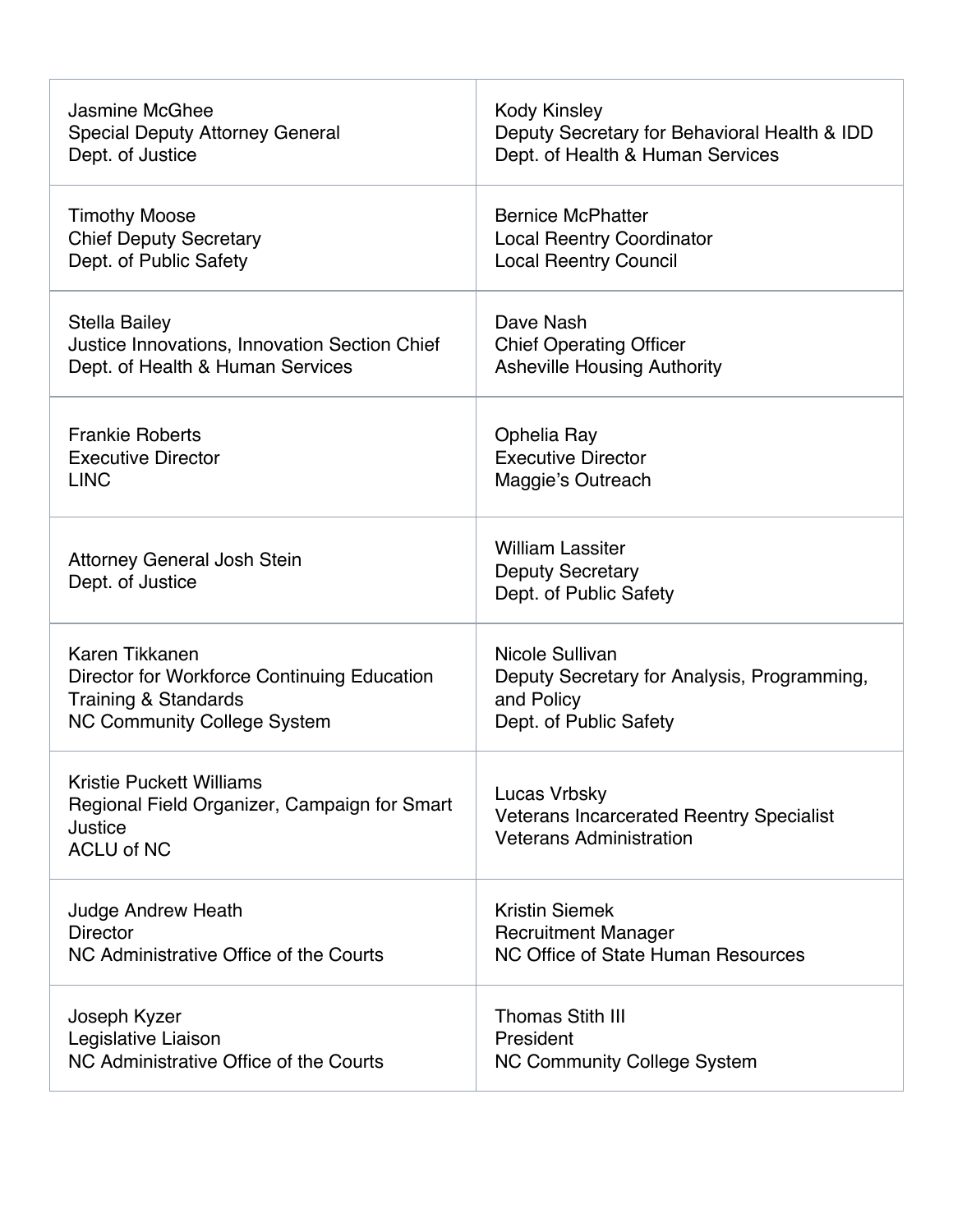| | |
|---|---|
| Jasmine McGhee<br>Special Deputy Attorney General<br>Dept. of Justice | Kody Kinsley<br>Deputy Secretary for Behavioral Health & IDD<br>Dept. of Health & Human Services |
| Timothy Moose<br>Chief Deputy Secretary<br>Dept. of Public Safety | Bernice McPhatter<br>Local Reentry Coordinator<br>Local Reentry Council |
| Stella Bailey<br>Justice Innovations, Innovation Section Chief<br>Dept. of Health & Human Services | Dave Nash<br>Chief Operating Officer<br>Asheville Housing Authority |
| Frankie Roberts<br>Executive Director<br>LINC | Ophelia Ray<br>Executive Director<br>Maggie's Outreach |
| Attorney General Josh Stein<br>Dept. of Justice | William Lassiter<br>Deputy Secretary<br>Dept. of Public Safety |
| Karen Tikkanen<br>Director for Workforce Continuing Education Training & Standards<br>NC Community College System | Nicole Sullivan<br>Deputy Secretary for Analysis, Programming, and Policy<br>Dept. of Public Safety |
| Kristie Puckett Williams<br>Regional Field Organizer, Campaign for Smart Justice<br>ACLU of NC | Lucas Vrbsky<br>Veterans Incarcerated Reentry Specialist<br>Veterans Administration |
| Judge Andrew Heath<br>Director<br>NC Administrative Office of the Courts | Kristin Siemek<br>Recruitment Manager<br>NC Office of State Human Resources |
| Joseph Kyzer<br>Legislative Liaison<br>NC Administrative Office of the Courts | Thomas Stith III<br>President<br>NC Community College System |